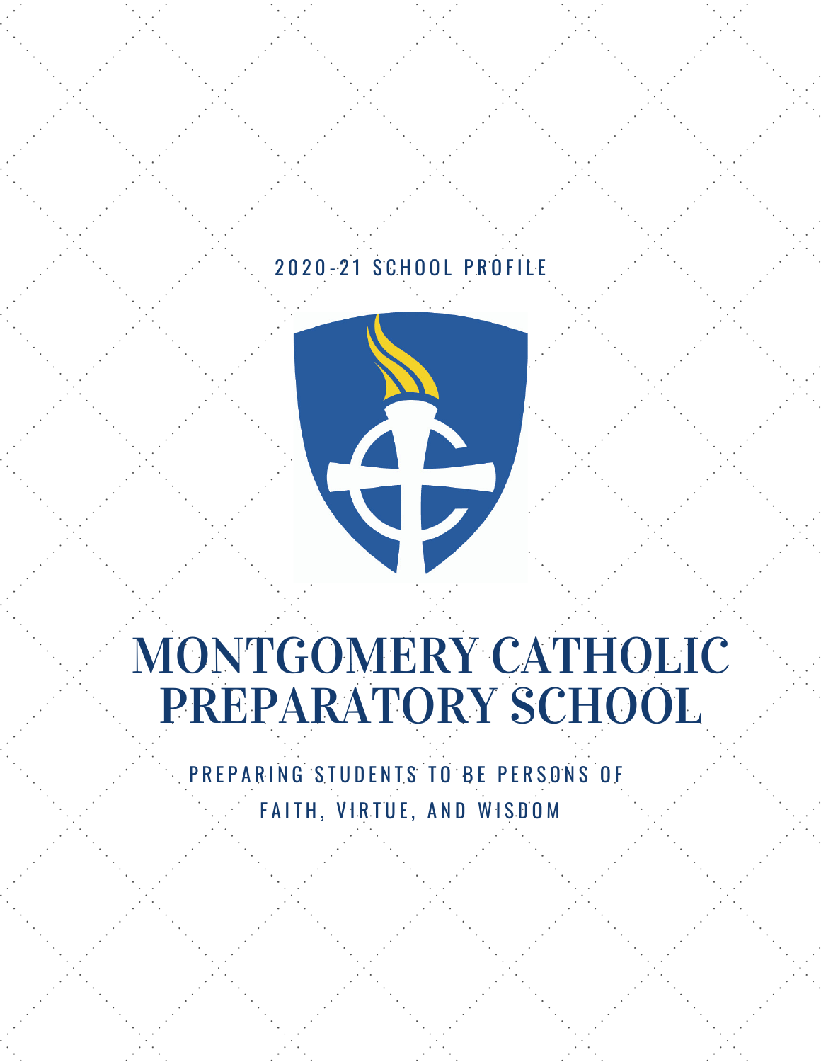2020-21 SCHOOL PROFILE

# MONTGOMERY CATHOLIC PREPARATORY SCHOOL

PREPARING STUDENTS TO BE PERSONS OF FAITH, VIRTUE, AND WISDOM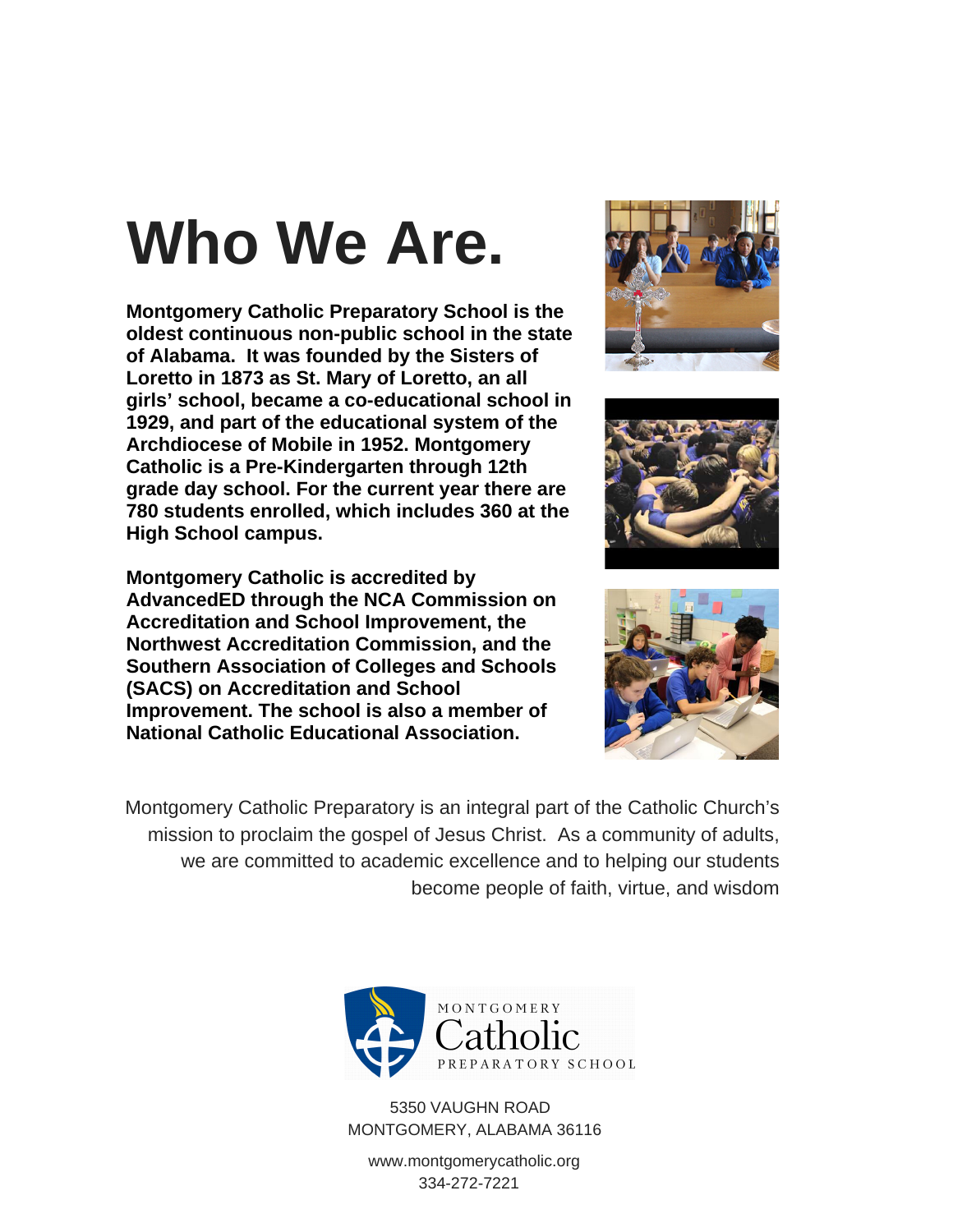# Who We Are.

**Montgomery Catholic Preparatory School is the oldest continuous non-public school in the state of Alabama. It was founded by the Sisters of Loretto in 1873 as St. Mary of Loretto, an all girls' school, became a co-educational school in 1929, and part of the educational system of the Archdiocese of Mobile in 1952. Montgomery Catholic is a Pre-Kindergarten through 12th grade day school. For the current year there are 780 students enrolled, which includes 360 at the High School campus.**

**Montgomery Catholic is accredited by AdvancedED through the NCA Commission on Accreditation and School Improvement, the Northwest Accreditation Commission, and the Southern Association of Colleges and Schools (SACS) on Accreditation and School Improvement. The school is also a member of National Catholic Educational Association.**

Montgomery Catholic Preparatory is an integral part of the Catholic Church's mission to proclaim the gospel of Jesus Christ. As a community of adults, we are committed to academic excellence and to helping our students become people of faith, virtue, and wisdom

MONTGOMERY
Catholic
PREPARATORY SCHOOL

5350 VAUGHN ROAD
MONTGOMERY, ALABAMA 36116

www.montgomerycatholic.org
334-272-7221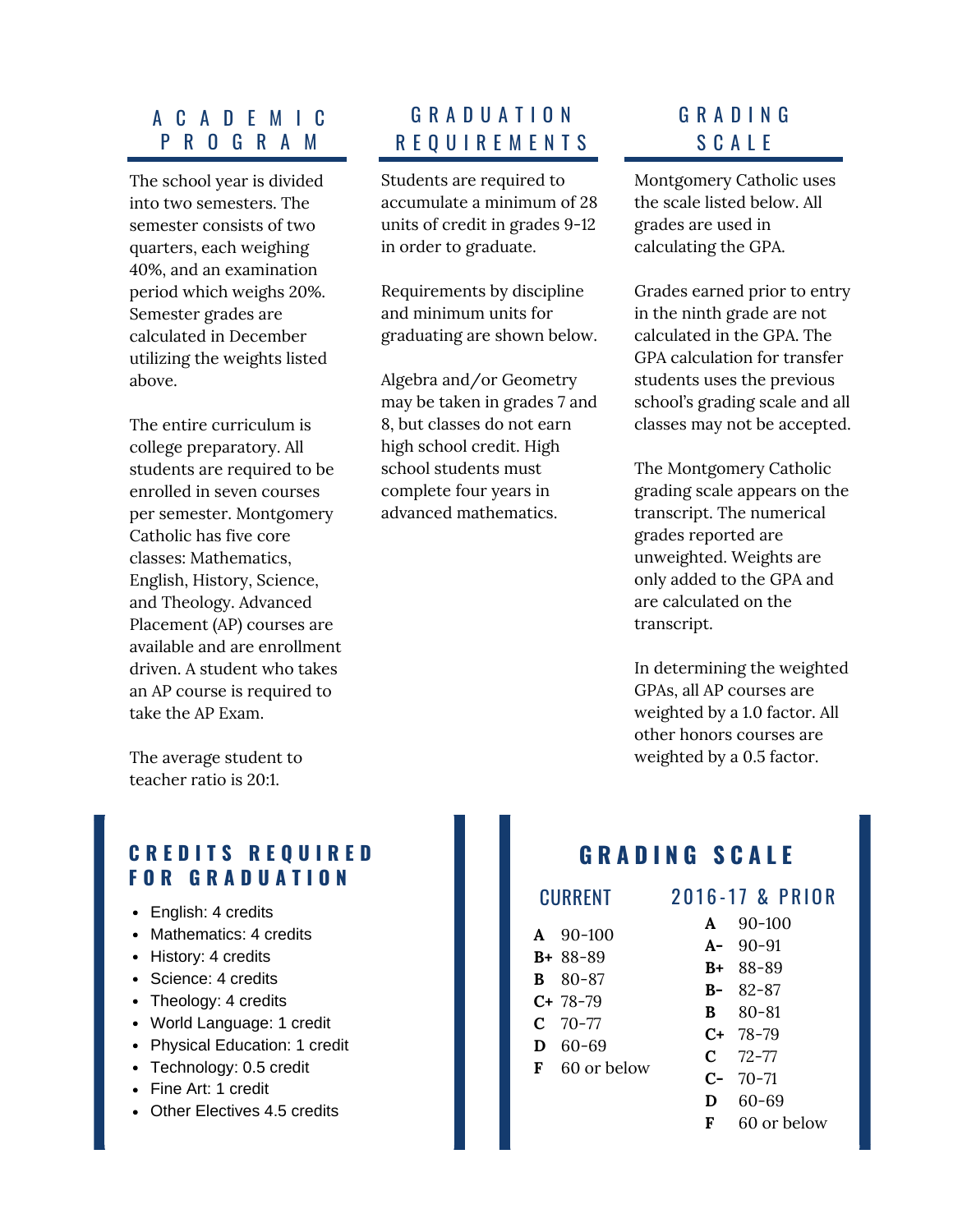## ACADEMIC PROGRAM

The school year is divided into two semesters. The semester consists of two quarters, each weighing 40%, and an examination period which weighs 20%. Semester grades are calculated in December utilizing the weights listed above.

The entire curriculum is college preparatory. All students are required to be enrolled in seven courses per semester. Montgomery Catholic has five core classes: Mathematics, English, History, Science, and Theology. Advanced Placement (AP) courses are available and enrollment driven. A student who takes an AP course is required to take the AP Exam.

The average student to teacher ratio is 20:1.

## GRADUATION REQUIREMENTS

Students are required to accumulate a minimum of 28 units of credit in grades 9-12 in order to graduate.

Requirements by discipline and minimum units for graduating are shown below.

Algebra and/or Geometry may be taken in grades 7 and 8, but classes do not earn high school credit. High school students must complete four years in advanced mathematics.

## GRADING SCALE

Montgomery Catholic uses the scale listed below. All grades are used in calculating the GPA.

Grades earned prior to entry in the ninth grade are not calculated in the GPA. The GPA calculation for transfer students uses the previous school's grading scale and all classes may not be accepted.

The Montgomery Catholic grading scale appears on the transcript. The numerical grades reported are unweighted. Weights are only added to the GPA and are calculated on the transcript.

In determining the weighted GPAs, all AP courses are weighted by a 1.0 factor. All other honors courses are weighted by a 0.5 factor.

## CREDITS REQUIRED FOR GRADUATION

- English: 4 credits
- Mathematics: 4 credits
- History: 4 credits
- Science: 4 credits
- Theology: 4 credits
- World Language: 1 credit
- Physical Education: 1 credit
- Technology: 0.5 credit
- Fine Art: 1 credit
- Other Electives 4.5 credits

## GRADING SCALE

### CURRENT

| Grade | Range |
|---|---|
| **A** | 90-100 |
| **B+** | 88-89 |
| **B** | 80-87 |
| **C+** | 78-79 |
| **C** | 70-77 |
| **D** | 60-69 |
| **F** | 60 or below |

### 2016-17 & PRIOR

| Grade | Range |
|---|---|
| **A** | 90-100 |
| **A-** | 90-91 |
| **B+** | 88-89 |
| **B-** | 82-87 |
| **B** | 80-81 |
| **C+** | 78-79 |
| **C** | 72-77 |
| **C-** | 70-71 |
| **D** | 60-69 |
| **F** | 60 or below |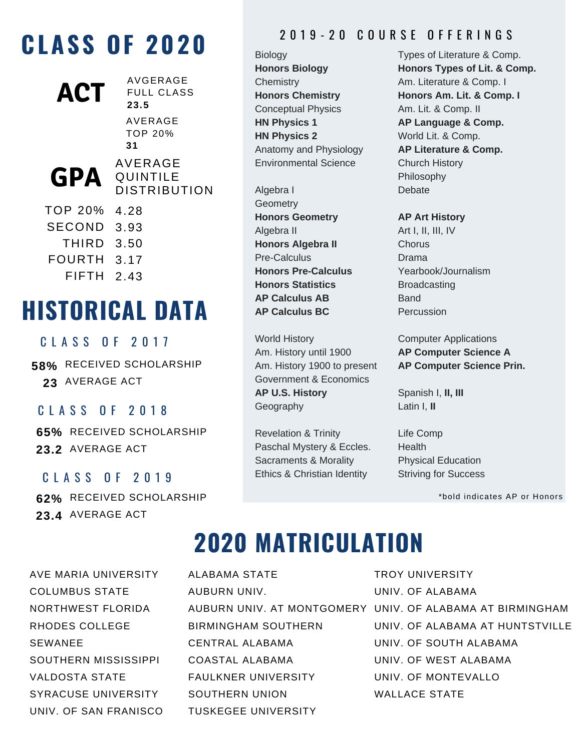# CLASS OF 2020

**ACT**

AVGERAGE FULL CLASS
**23.5**

AVERAGE TOP 20%
**31**

**GPA** AVERAGE QUINTILE DISTRIBUTION

| | |
|---|---|
| TOP 20% | 4.28 |
| SECOND | 3.93 |
| THIRD | 3.50 |
| FOURTH | 3.17 |
| FIFTH | 2.43 |

# HISTORICAL DATA

## CLASS OF 2017

**58%** RECEIVED SCHOLARSHIP
**23** AVERAGE ACT

## CLASS OF 2018

**65%** RECEIVED SCHOLARSHIP
**23.2** AVERAGE ACT

## CLASS OF 2019

**62%** RECEIVED SCHOLARSHIP
**23.4** AVERAGE ACT

## 2019-20 COURSE OFFERINGS

Biology
**Honors Biology**
Chemistry
**Honors Chemistry**
Conceptual Physics
**HN Physics 1**
**HN Physics 2**
Anatomy and Physiology
Environmental Science

Algebra I
Geometry
**Honors Geometry**
Algebra II
**Honors Algebra II**
Pre-Calculus
**Honors Pre-Calculus**
**Honors Statistics**
**AP Calculus AB**
**AP Calculus BC**

World History
Am. History until 1900
Am. History 1900 to present
Government & Economics
**AP U.S. History**
Geography

Revelation & Trinity
Paschal Mystery & Eccles.
Sacraments & Morality
Ethics & Christian Identity

Types of Literature & Comp.
**Honors Types of Lit. & Comp.**
Am. Literature & Comp. I
**Honors Am. Lit. & Comp. I**
Am. Lit. & Comp. II
**AP Language & Comp.**
World Lit. & Comp.
**AP Literature & Comp.**
Church History
Philosophy
Debate

**AP Art History**
Art I, II, III, IV
Chorus
Drama
Yearbook/Journalism
Broadcasting
Band
Percussion

Computer Applications
**AP Computer Science A**
**AP Computer Science Prin.**

Spanish I, **II, III**
Latin I, **II**

Life Comp
Health
Physical Education
Striving for Success

*bold indicates AP or Honors

# 2020 MATRICULATION

AVE MARIA UNIVERSITY
COLUMBUS STATE
NORTHWEST FLORIDA
RHODES COLLEGE
SEWANEE
SOUTHERN MISSISSIPPI
VALDOSTA STATE
SYRACUSE UNIVERSITY
UNIV. OF SAN FRANISCO
ALABAMA STATE
AUBURN UNIV.
AUBURN UNIV. AT MONTGOMERY
BIRMINGHAM SOUTHERN
CENTRAL ALABAMA
COASTAL ALABAMA
FAULKNER UNIVERSITY
SOUTHERN UNION
TUSKEGEE UNIVERSITY
TROY UNIVERSITY
UNIV. OF ALABAMA
UNIV. OF ALABAMA AT BIRMINGHAM
UNIV. OF ALABAMA AT HUNTSTVILLE
UNIV. OF SOUTH ALABAMA
UNIV. OF WEST ALABAMA
UNIV. OF MONTEVALLO
WALLACE STATE